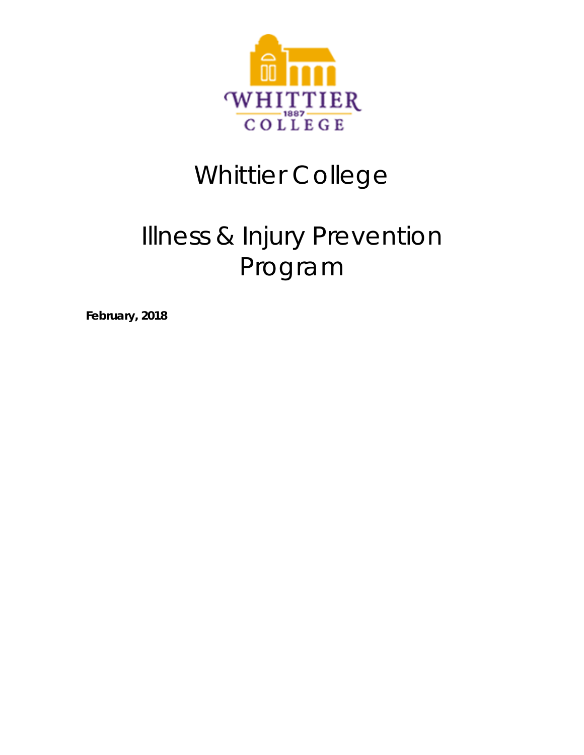# Whittier College

# Illness & Injury Prevention Program

**February, 2018**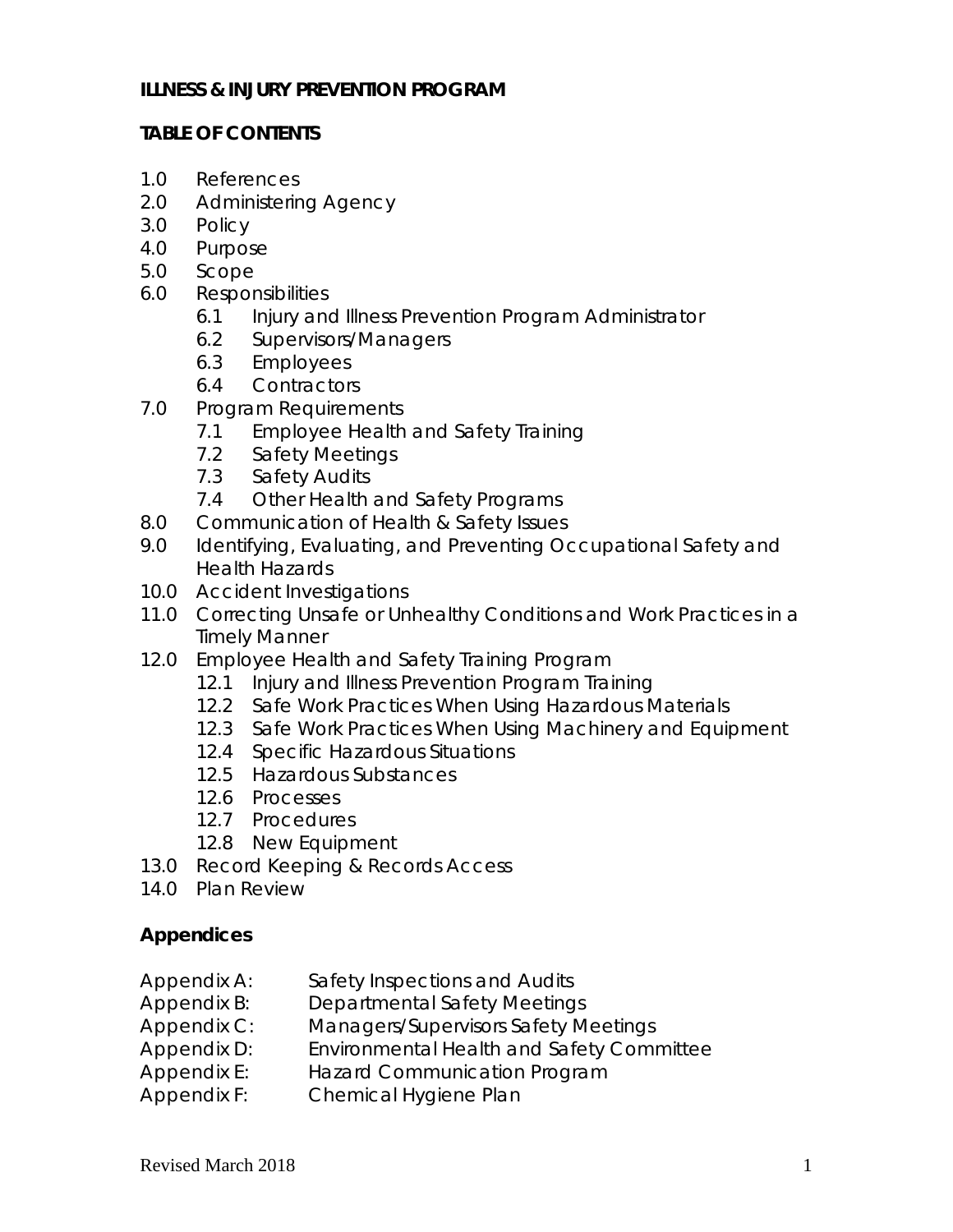**ILLNESS & INJURY PREVENTION PROGRAM**

**TABLE OF CONTENTS**

- 1.0 References
- 2.0 Administering Agency
- 3.0 Policy
- 4.0 Purpose
- 5.0 Scope
- 6.0 Responsibilities
  - 6.1 Injury and Illness Prevention Program Administrator
  - 6.2 Supervisors/Managers
  - 6.3 Employees
  - 6.4 Contractors
- 7.0 Program Requirements
  - 7.1 Employee Health and Safety Training
  - 7.2 Safety Meetings
  - 7.3 Safety Audits
  - 7.4 Other Health and Safety Programs
- 8.0 Communication of Health & Safety Issues
- 9.0 Identifying, Evaluating, and Preventing Occupational Safety and Health Hazards
- 10.0 Accident Investigations
- 11.0 Correcting Unsafe or Unhealthy Conditions and Work Practices in a Timely Manner
- 12.0 Employee Health and Safety Training Program
  - 12.1 Injury and Illness Prevention Program Training
  - 12.2 Safe Work Practices When Using Hazardous Materials
  - 12.3 Safe Work Practices When Using Machinery and Equipment
  - 12.4 Specific Hazardous Situations
  - 12.5 Hazardous Substances
  - 12.6 Processes
  - 12.7 Procedures
  - 12.8 New Equipment
- 13.0 Record Keeping & Records Access
- 14.0 Plan Review

**Appendices**

- Appendix A: Safety Inspections and Audits
- Appendix B: Departmental Safety Meetings
- Appendix C: Managers/Supervisors Safety Meetings
- Appendix D: Environmental Health and Safety Committee
- Appendix E: Hazard Communication Program
- Appendix F: Chemical Hygiene Plan

Revised March 2018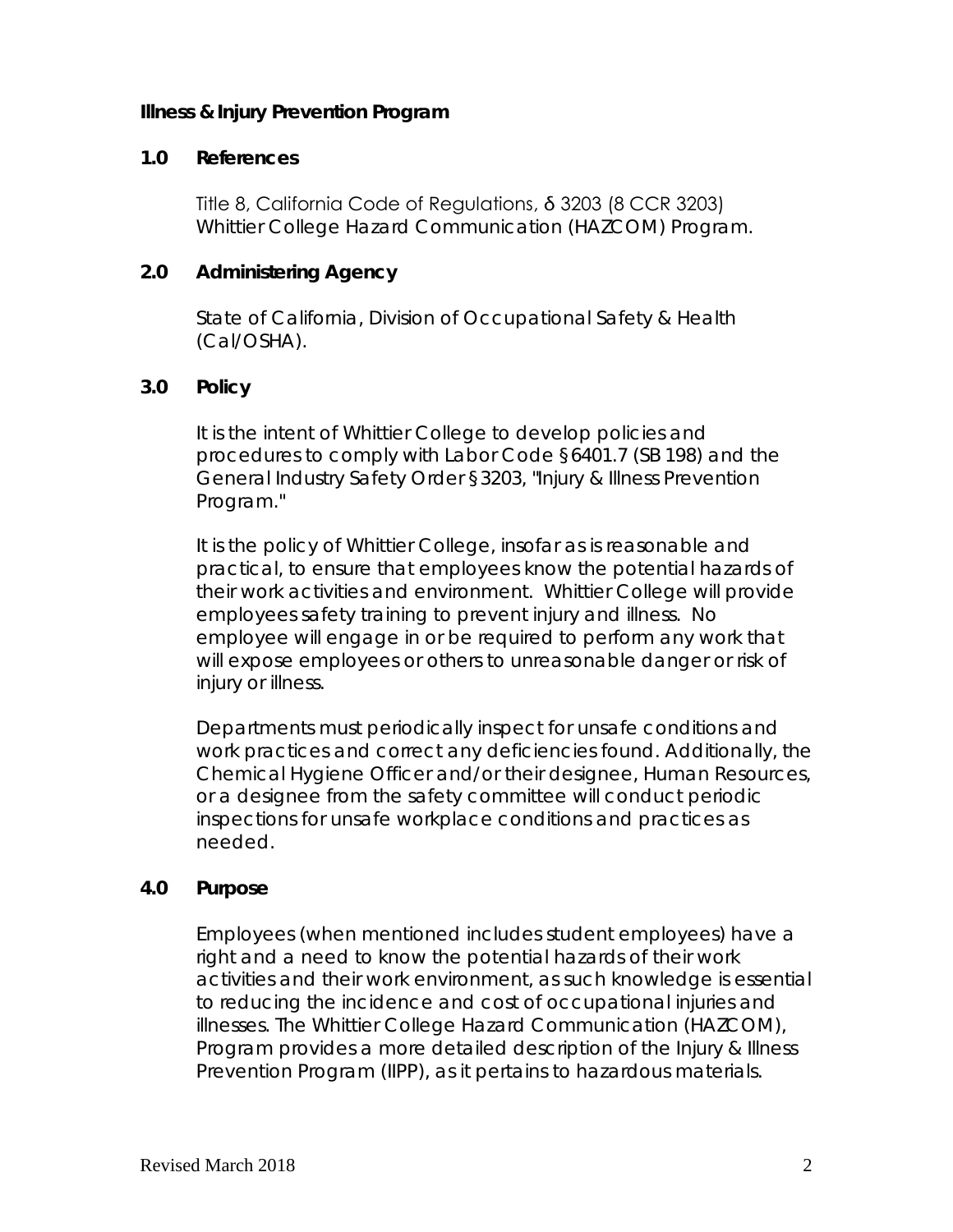**Illness & Injury Prevention Program**

## 1.0 References

Title 8, California Code of Regulations, δ 3203 (8 CCR 3203)
Whittier College Hazard Communication (HAZCOM) Program.

## 2.0 Administering Agency

State of California, Division of Occupational Safety & Health (Cal/OSHA).

## 3.0 Policy

It is the intent of Whittier College to develop policies and procedures to comply with Labor Code §6401.7 (SB 198) and the General Industry Safety Order §3203, "Injury & Illness Prevention Program."

It is the policy of Whittier College, insofar as is reasonable and practical, to ensure that employees know the potential hazards of their work activities and environment. Whittier College will provide employees safety training to prevent injury and illness. No employee will engage in or be required to perform any work that will expose employees or others to unreasonable danger or risk of injury or illness.

Departments must periodically inspect for unsafe conditions and work practices and correct any deficiencies found. Additionally, the Chemical Hygiene Officer and/or their designee, Human Resources, or a designee from the safety committee will conduct periodic inspections for unsafe workplace conditions and practices as needed.

## 4.0 Purpose

Employees (when mentioned includes student employees) have a right and a need to know the potential hazards of their work activities and their work environment, as such knowledge is essential to reducing the incidence and cost of occupational injuries and illnesses. The Whittier College Hazard Communication (HAZCOM), Program provides a more detailed description of the Injury & Illness Prevention Program (IIPP), as it pertains to hazardous materials.

Revised March 2018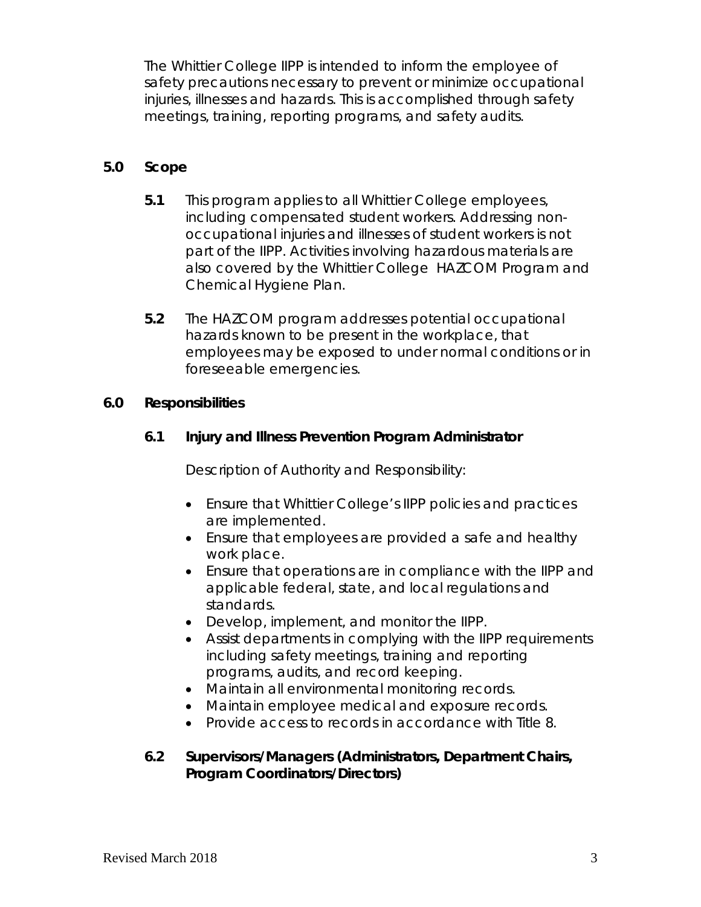The Whittier College IIPP is intended to inform the employee of safety precautions necessary to prevent or minimize occupational injuries, illnesses and hazards. This is accomplished through safety meetings, training, reporting programs, and safety audits.

## 5.0 Scope

**5.1** This program applies to all Whittier College employees, including compensated student workers. Addressing non-occupational injuries and illnesses of student workers is not part of the IIPP. Activities involving hazardous materials are also covered by the Whittier College HAZCOM Program and Chemical Hygiene Plan.

**5.2** The HAZCOM program addresses potential occupational hazards known to be present in the workplace, that employees may be exposed to under normal conditions or in foreseeable emergencies.

## 6.0 Responsibilities

### 6.1 Injury and Illness Prevention Program Administrator

Description of Authority and Responsibility:

- Ensure that Whittier College's IIPP policies and practices are implemented.
- Ensure that employees are provided a safe and healthy work place.
- Ensure that operations are in compliance with the IIPP and applicable federal, state, and local regulations and standards.
- Develop, implement, and monitor the IIPP.
- Assist departments in complying with the IIPP requirements including safety meetings, training and reporting programs, audits, and record keeping.
- Maintain all environmental monitoring records.
- Maintain employee medical and exposure records.
- Provide access to records in accordance with Title 8.

### 6.2 Supervisors/Managers (Administrators, Department Chairs, Program Coordinators/Directors)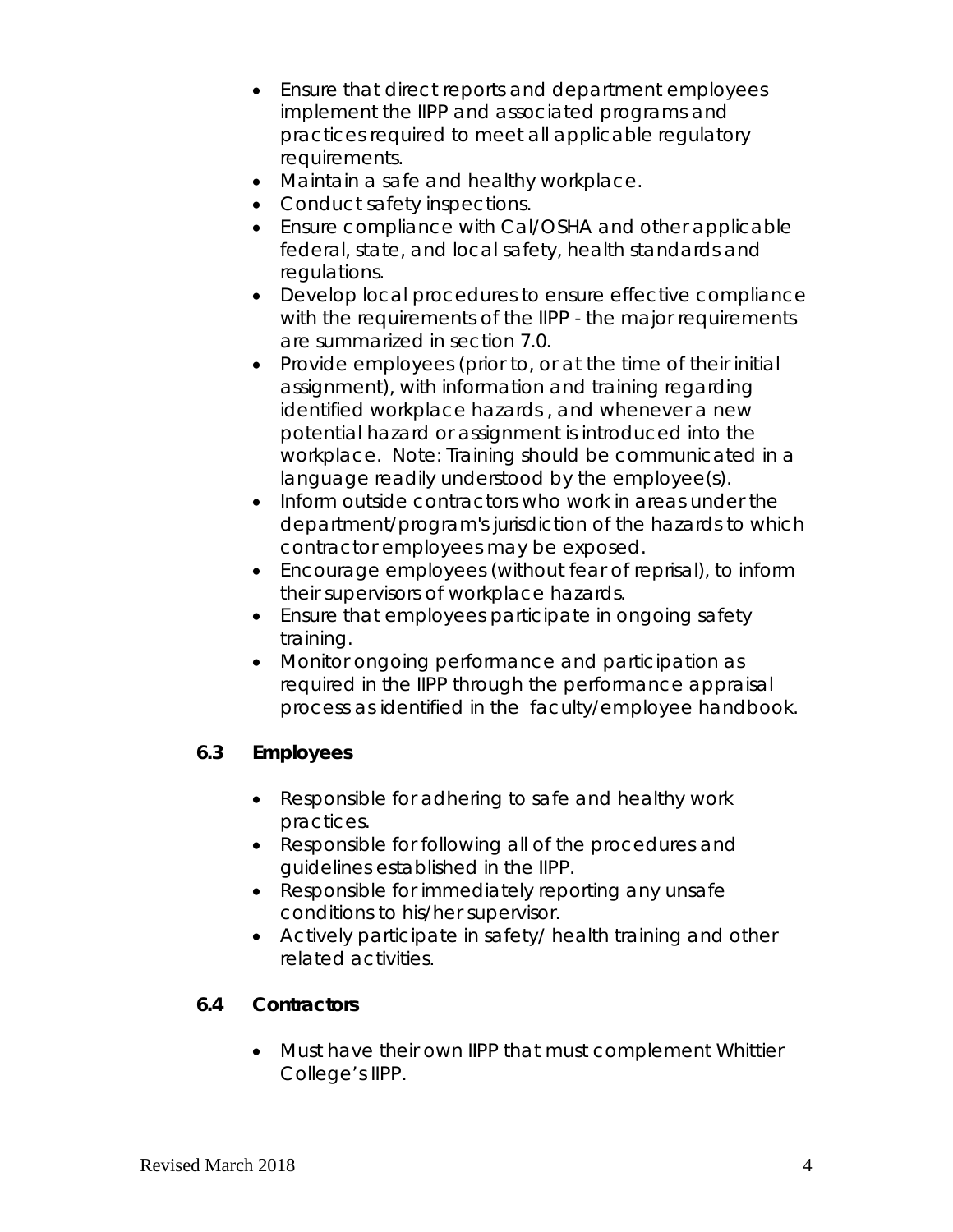- Ensure that direct reports and department employees implement the IIPP and associated programs and practices required to meet all applicable regulatory requirements.
- Maintain a safe and healthy workplace.
- Conduct safety inspections.
- Ensure compliance with Cal/OSHA and other applicable federal, state, and local safety, health standards and regulations.
- Develop local procedures to ensure effective compliance with the requirements of the IIPP - the major requirements are summarized in section 7.0.
- Provide employees (prior to, or at the time of their initial assignment), with information and training regarding identified workplace hazards , and whenever a new potential hazard or assignment is introduced into the workplace. Note: Training should be communicated in a language readily understood by the employee(s).
- Inform outside contractors who work in areas under the department/program's jurisdiction of the hazards to which contractor employees may be exposed.
- Encourage employees (without fear of reprisal), to inform their supervisors of workplace hazards.
- Ensure that employees participate in ongoing safety training.
- Monitor ongoing performance and participation as required in the IIPP through the performance appraisal process as identified in the faculty/employee handbook.

### 6.3 Employees

- Responsible for adhering to safe and healthy work practices.
- Responsible for following all of the procedures and guidelines established in the IIPP.
- Responsible for immediately reporting any unsafe conditions to his/her supervisor.
- Actively participate in safety/ health training and other related activities.

### 6.4 Contractors

- Must have their own IIPP that must complement Whittier College's IIPP.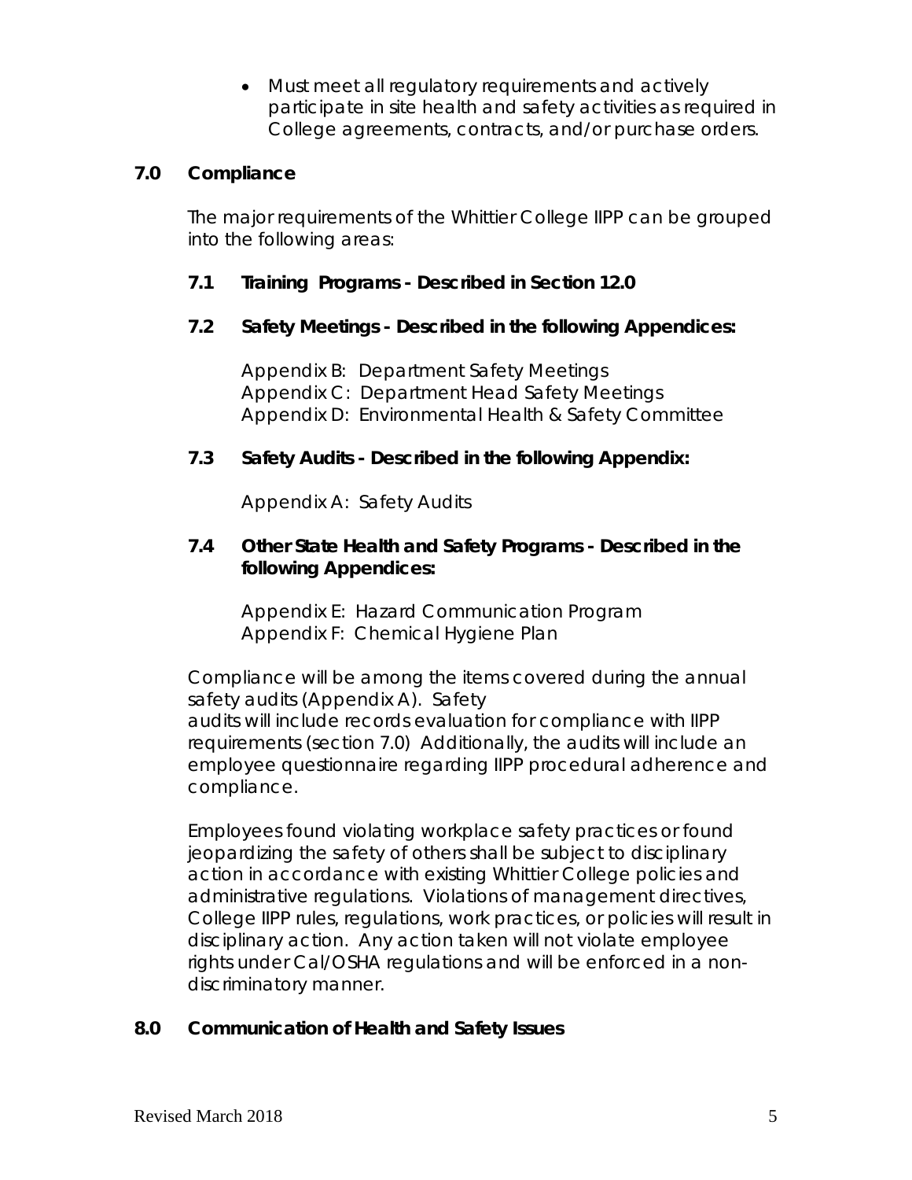- Must meet all regulatory requirements and actively participate in site health and safety activities as required in College agreements, contracts, and/or purchase orders.

## 7.0 Compliance

The major requirements of the Whittier College IIPP can be grouped into the following areas:

### 7.1 Training Programs - Described in Section 12.0

### 7.2 Safety Meetings - Described in the following Appendices:

Appendix B: Department Safety Meetings
Appendix C: Department Head Safety Meetings
Appendix D: Environmental Health & Safety Committee

### 7.3 Safety Audits - Described in the following Appendix:

Appendix A: Safety Audits

### 7.4 Other State Health and Safety Programs - Described in the following Appendices:

Appendix E: Hazard Communication Program
Appendix F: Chemical Hygiene Plan

Compliance will be among the items covered during the annual safety audits (Appendix A). Safety audits will include records evaluation for compliance with IIPP requirements (section 7.0) Additionally, the audits will include an employee questionnaire regarding IIPP procedural adherence and compliance.

Employees found violating workplace safety practices or found jeopardizing the safety of others shall be subject to disciplinary action in accordance with existing Whittier College policies and administrative regulations. Violations of management directives, College IIPP rules, regulations, work practices, or policies will result in disciplinary action. Any action taken will not violate employee rights under Cal/OSHA regulations and will be enforced in a non-discriminatory manner.

## 8.0 Communication of Health and Safety Issues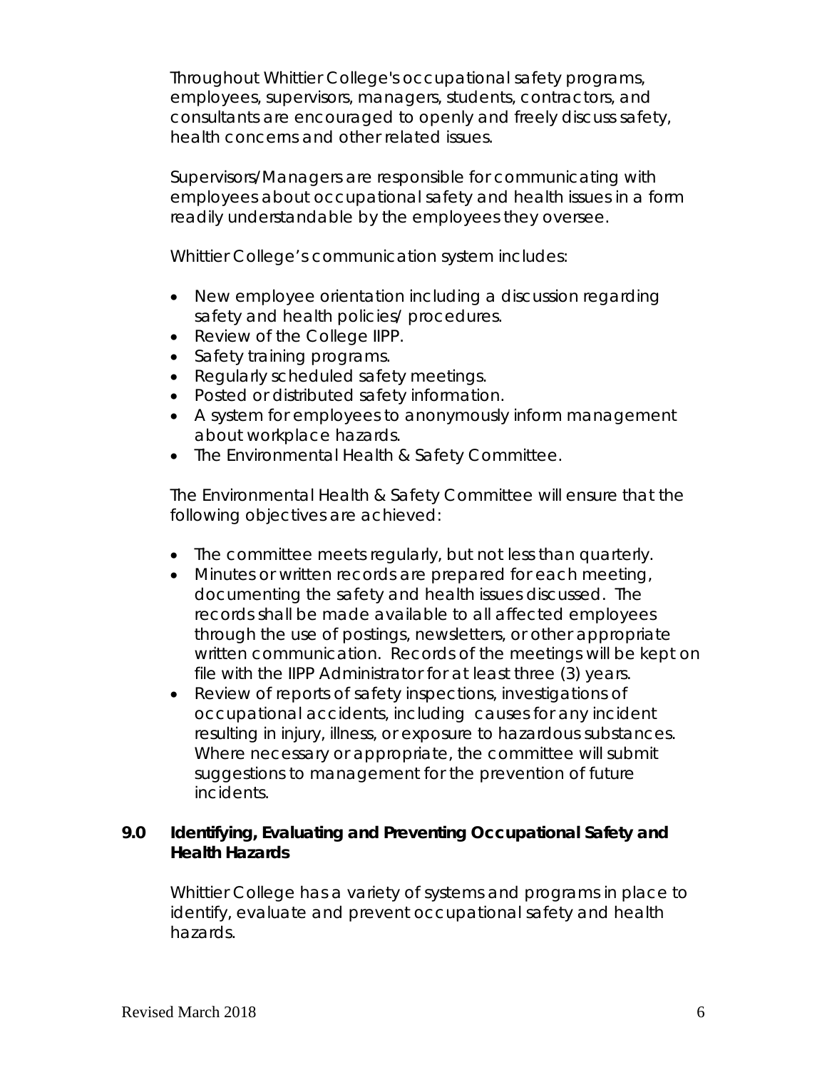Throughout Whittier College's occupational safety programs, employees, supervisors, managers, students, contractors, and consultants are encouraged to openly and freely discuss safety, health concerns and other related issues.

Supervisors/Managers are responsible for communicating with employees about occupational safety and health issues in a form readily understandable by the employees they oversee.

Whittier College's communication system includes:

- New employee orientation including a discussion regarding safety and health policies/ procedures.
- Review of the College IIPP.
- Safety training programs.
- Regularly scheduled safety meetings.
- Posted or distributed safety information.
- A system for employees to anonymously inform management about workplace hazards.
- The Environmental Health & Safety Committee.

The Environmental Health & Safety Committee will ensure that the following objectives are achieved:

- The committee meets regularly, but not less than quarterly.
- Minutes or written records are prepared for each meeting, documenting the safety and health issues discussed. The records shall be made available to all affected employees through the use of postings, newsletters, or other appropriate written communication. Records of the meetings will be kept on file with the IIPP Administrator for at least three (3) years.
- Review of reports of safety inspections, investigations of occupational accidents, including causes for any incident resulting in injury, illness, or exposure to hazardous substances. Where necessary or appropriate, the committee will submit suggestions to management for the prevention of future incidents.

## 9.0 Identifying, Evaluating and Preventing Occupational Safety and Health Hazards

Whittier College has a variety of systems and programs in place to identify, evaluate and prevent occupational safety and health hazards.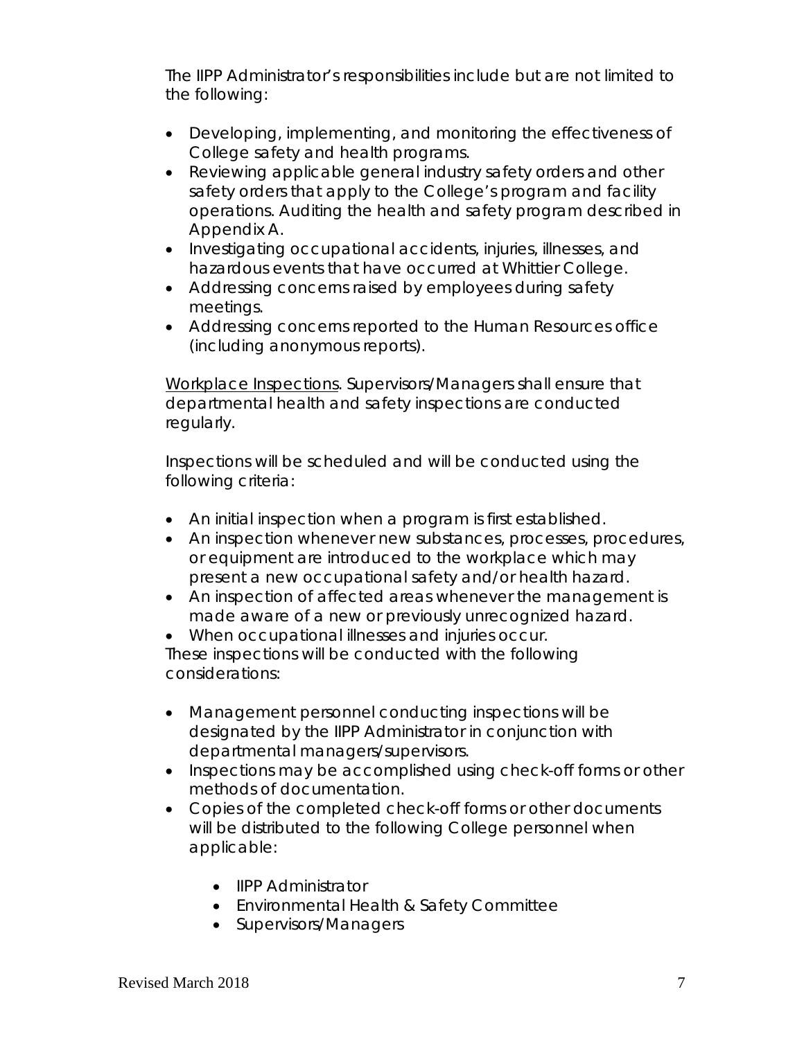The IIPP Administrator's responsibilities include but are not limited to the following:

- Developing, implementing, and monitoring the effectiveness of College safety and health programs.
- Reviewing applicable general industry safety orders and other safety orders that apply to the College's program and facility operations. Auditing the health and safety program described in Appendix A.
- Investigating occupational accidents, injuries, illnesses, and hazardous events that have occurred at Whittier College.
- Addressing concerns raised by employees during safety meetings.
- Addressing concerns reported to the Human Resources office (including anonymous reports).

<u>Workplace Inspections</u>. Supervisors/Managers shall ensure that departmental health and safety inspections are conducted regularly.

Inspections will be scheduled and will be conducted using the following criteria:

- An initial inspection when a program is first established.
- An inspection whenever new substances, processes, procedures, or equipment are introduced to the workplace which may present a new occupational safety and/or health hazard.
- An inspection of affected areas whenever the management is made aware of a new or previously unrecognized hazard.
- When occupational illnesses and injuries occur.

These inspections will be conducted with the following considerations:

- Management personnel conducting inspections will be designated by the IIPP Administrator in conjunction with departmental managers/supervisors.
- Inspections may be accomplished using check-off forms or other methods of documentation.
- Copies of the completed check-off forms or other documents will be distributed to the following College personnel when applicable:
    - IIPP Administrator
    - Environmental Health & Safety Committee
    - Supervisors/Managers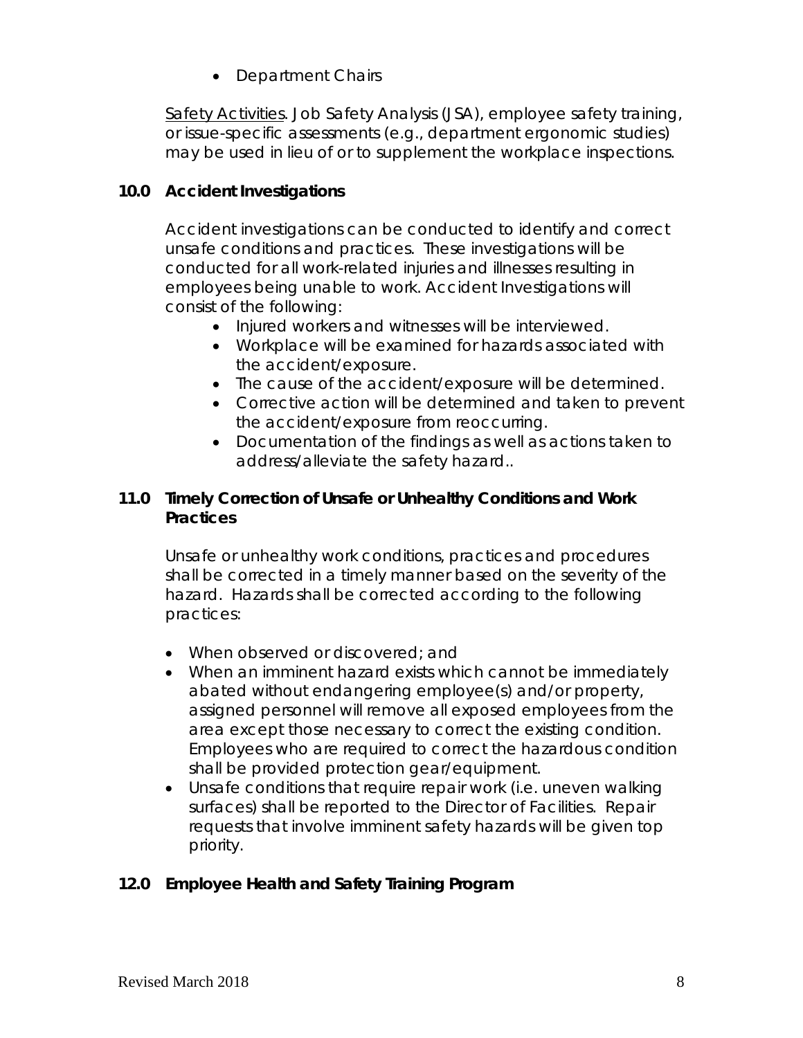- Department Chairs

Safety Activities. Job Safety Analysis (JSA), employee safety training, or issue-specific assessments (e.g., department ergonomic studies) may be used in lieu of or to supplement the workplace inspections.

## 10.0 Accident Investigations

Accident investigations can be conducted to identify and correct unsafe conditions and practices. These investigations will be conducted for all work-related injuries and illnesses resulting in employees being unable to work. Accident Investigations will consist of the following:

- Injured workers and witnesses will be interviewed.
- Workplace will be examined for hazards associated with the accident/exposure.
- The cause of the accident/exposure will be determined.
- Corrective action will be determined and taken to prevent the accident/exposure from reoccurring.
- Documentation of the findings as well as actions taken to address/alleviate the safety hazard..

## 11.0 Timely Correction of Unsafe or Unhealthy Conditions and Work Practices

Unsafe or unhealthy work conditions, practices and procedures shall be corrected in a timely manner based on the severity of the hazard. Hazards shall be corrected according to the following practices:

- When observed or discovered; and
- When an imminent hazard exists which cannot be immediately abated without endangering employee(s) and/or property, assigned personnel will remove all exposed employees from the area except those necessary to correct the existing condition. Employees who are required to correct the hazardous condition shall be provided protection gear/equipment.
- Unsafe conditions that require repair work (i.e. uneven walking surfaces) shall be reported to the Director of Facilities. Repair requests that involve imminent safety hazards will be given top priority.

## 12.0 Employee Health and Safety Training Program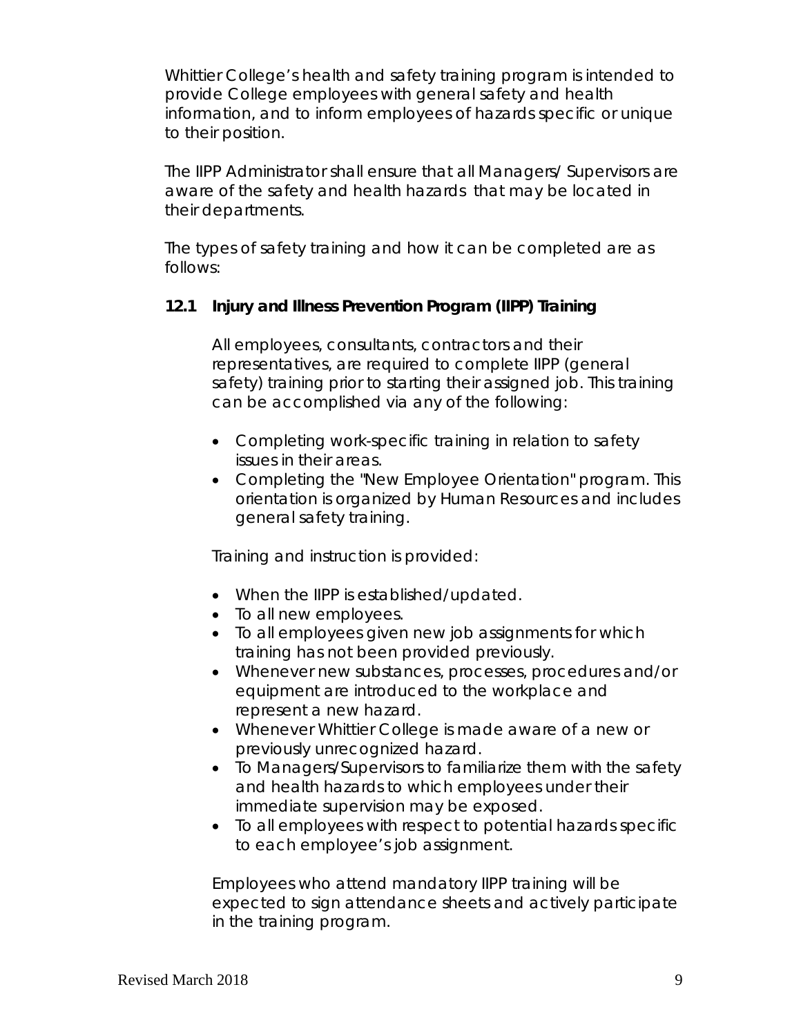Whittier College's health and safety training program is intended to provide College employees with general safety and health information, and to inform employees of hazards specific or unique to their position.

The IIPP Administrator shall ensure that all Managers/ Supervisors are aware of the safety and health hazards that may be located in their departments.

The types of safety training and how it can be completed are as follows:

### 12.1 Injury and Illness Prevention Program (IIPP) Training

All employees, consultants, contractors and their representatives, are required to complete IIPP (general safety) training prior to starting their assigned job. This training can be accomplished via any of the following:

- Completing work-specific training in relation to safety issues in their areas.
- Completing the "New Employee Orientation" program. This orientation is organized by Human Resources and includes general safety training.

Training and instruction is provided:

- When the IIPP is established/updated.
- To all new employees.
- To all employees given new job assignments for which training has not been provided previously.
- Whenever new substances, processes, procedures and/or equipment are introduced to the workplace and represent a new hazard.
- Whenever Whittier College is made aware of a new or previously unrecognized hazard.
- To Managers/Supervisors to familiarize them with the safety and health hazards to which employees under their immediate supervision may be exposed.
- To all employees with respect to potential hazards specific to each employee's job assignment.

Employees who attend mandatory IIPP training will be expected to sign attendance sheets and actively participate in the training program.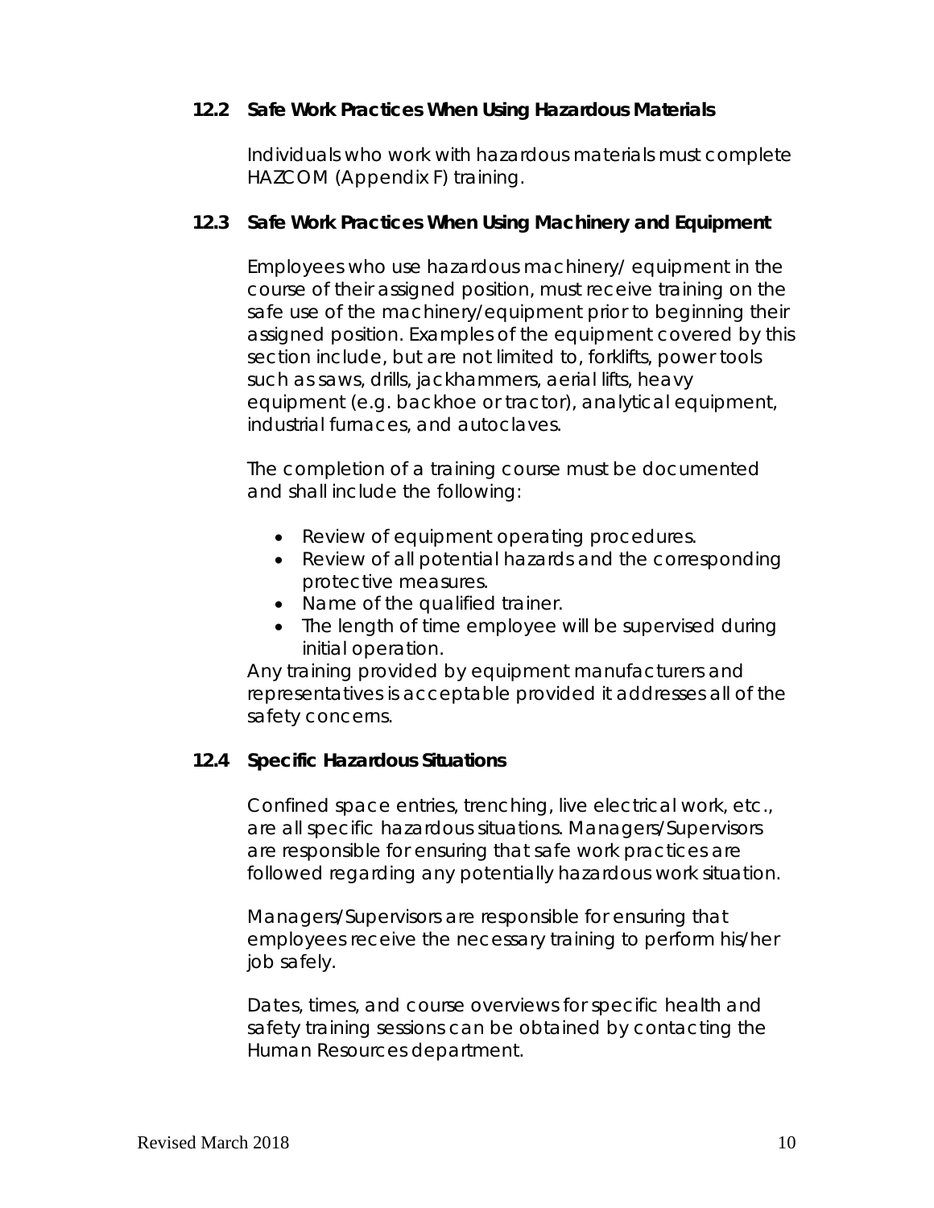### 12.2 Safe Work Practices When Using Hazardous Materials

Individuals who work with hazardous materials must complete HAZCOM (Appendix F) training.

### 12.3 Safe Work Practices When Using Machinery and Equipment

Employees who use hazardous machinery/ equipment in the course of their assigned position, must receive training on the safe use of the machinery/equipment prior to beginning their assigned position. Examples of the equipment covered by this section include, but are not limited to, forklifts, power tools such as saws, drills, jackhammers, aerial lifts, heavy equipment (e.g. backhoe or tractor), analytical equipment, industrial furnaces, and autoclaves.

The completion of a training course must be documented and shall include the following:

- Review of equipment operating procedures.
- Review of all potential hazards and the corresponding protective measures.
- Name of the qualified trainer.
- The length of time employee will be supervised during initial operation.

Any training provided by equipment manufacturers and representatives is acceptable provided it addresses all of the safety concerns.

### 12.4 Specific Hazardous Situations

Confined space entries, trenching, live electrical work, etc., are all specific hazardous situations. Managers/Supervisors are responsible for ensuring that safe work practices are followed regarding any potentially hazardous work situation.

Managers/Supervisors are responsible for ensuring that employees receive the necessary training to perform his/her job safely.

Dates, times, and course overviews for specific health and safety training sessions can be obtained by contacting the Human Resources department.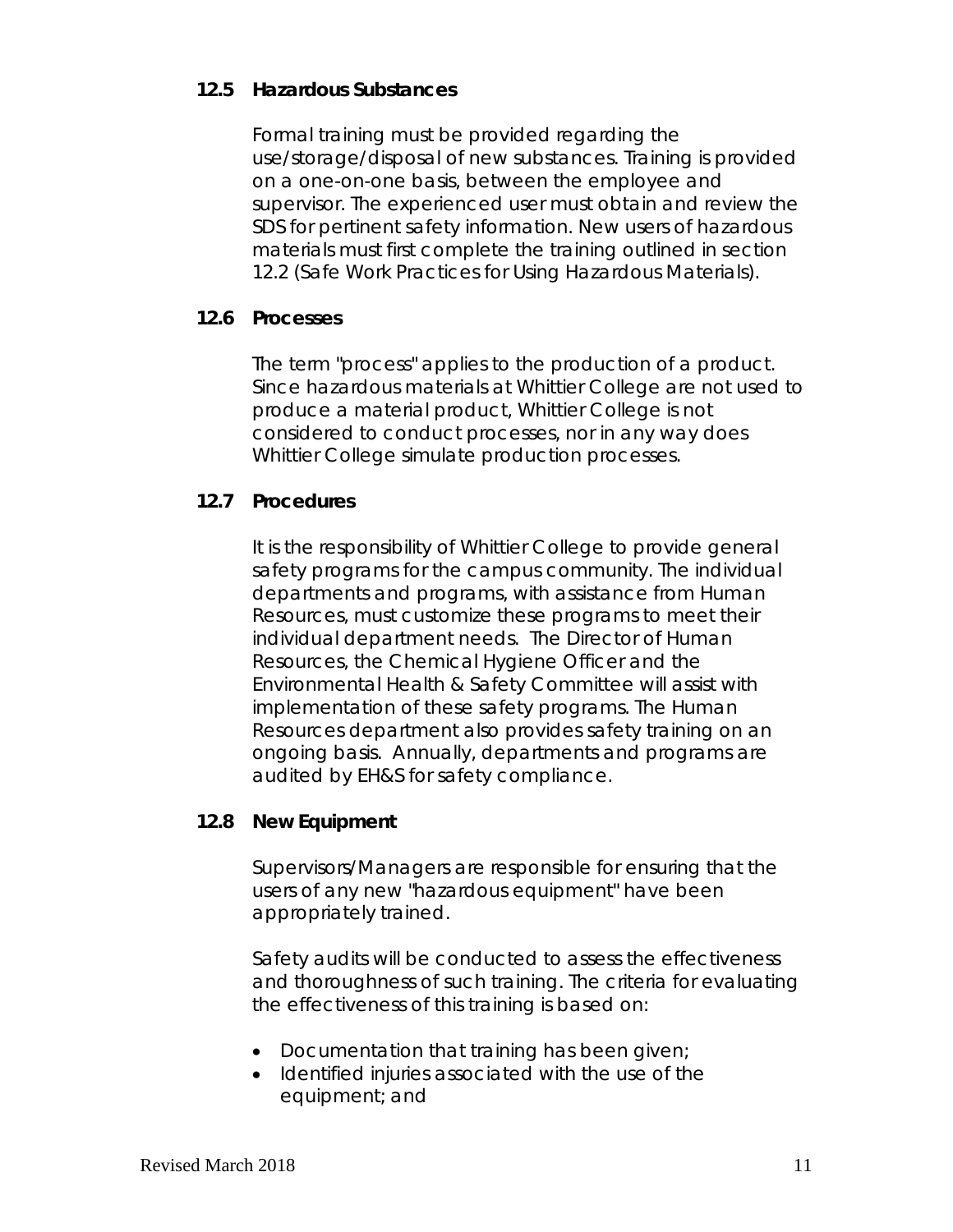### 12.5 Hazardous Substances

Formal training must be provided regarding the use/storage/disposal of new substances. Training is provided on a one-on-one basis, between the employee and supervisor. The experienced user must obtain and review the SDS for pertinent safety information. New users of hazardous materials must first complete the training outlined in section 12.2 (Safe Work Practices for Using Hazardous Materials).

### 12.6 Processes

The term "process" applies to the production of a product. Since hazardous materials at Whittier College are not used to produce a material product, Whittier College is not considered to conduct processes, nor in any way does Whittier College simulate production processes.

### 12.7 Procedures

It is the responsibility of Whittier College to provide general safety programs for the campus community. The individual departments and programs, with assistance from Human Resources, must customize these programs to meet their individual department needs. The Director of Human Resources, the Chemical Hygiene Officer and the Environmental Health & Safety Committee will assist with implementation of these safety programs. The Human Resources department also provides safety training on an ongoing basis. Annually, departments and programs are audited by EH&S for safety compliance.

### 12.8 New Equipment

Supervisors/Managers are responsible for ensuring that the users of any new "hazardous equipment" have been appropriately trained.

Safety audits will be conducted to assess the effectiveness and thoroughness of such training. The criteria for evaluating the effectiveness of this training is based on:

- Documentation that training has been given;
- Identified injuries associated with the use of the equipment; and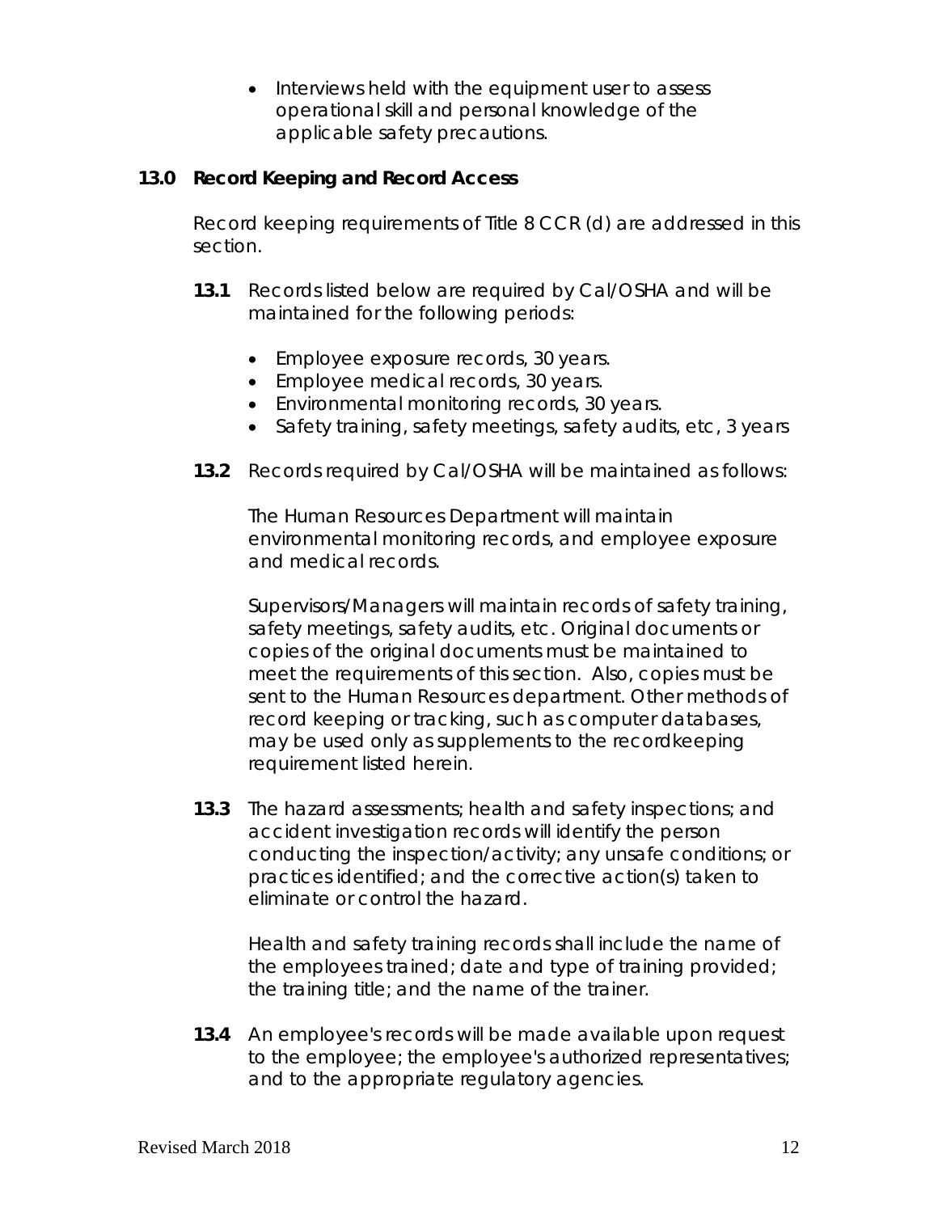- Interviews held with the equipment user to assess operational skill and personal knowledge of the applicable safety precautions.

## 13.0 Record Keeping and Record Access

Record keeping requirements of Title 8 CCR (d) are addressed in this section.

**13.1** Records listed below are required by Cal/OSHA and will be maintained for the following periods:

- Employee exposure records, 30 years.
- Employee medical records, 30 years.
- Environmental monitoring records, 30 years.
- Safety training, safety meetings, safety audits, etc, 3 years

**13.2** Records required by Cal/OSHA will be maintained as follows:

The Human Resources Department will maintain environmental monitoring records, and employee exposure and medical records.

Supervisors/Managers will maintain records of safety training, safety meetings, safety audits, etc. Original documents or copies of the original documents must be maintained to meet the requirements of this section. Also, copies must be sent to the Human Resources department. Other methods of record keeping or tracking, such as computer databases, may be used only as supplements to the recordkeeping requirement listed herein.

**13.3** The hazard assessments; health and safety inspections; and accident investigation records will identify the person conducting the inspection/activity; any unsafe conditions; or practices identified; and the corrective action(s) taken to eliminate or control the hazard.

Health and safety training records shall include the name of the employees trained; date and type of training provided; the training title; and the name of the trainer.

**13.4** An employee's records will be made available upon request to the employee; the employee's authorized representatives; and to the appropriate regulatory agencies.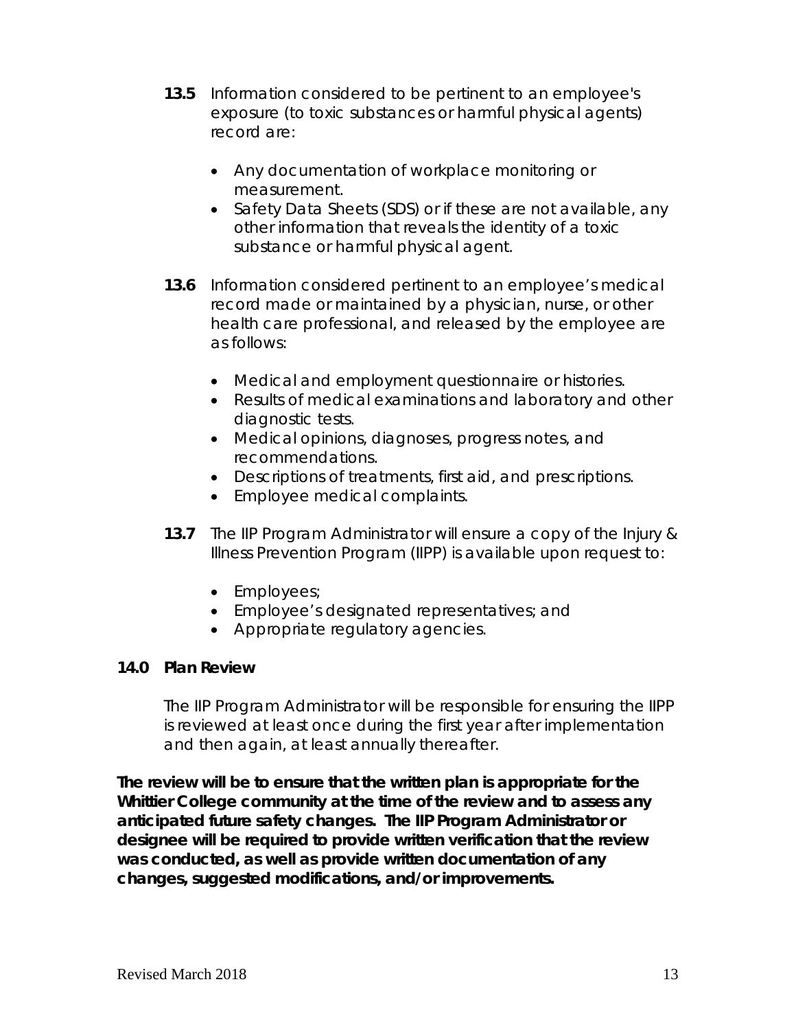**13.5** Information considered to be pertinent to an employee's exposure (to toxic substances or harmful physical agents) record are:

- Any documentation of workplace monitoring or measurement.
- Safety Data Sheets (SDS) or if these are not available, any other information that reveals the identity of a toxic substance or harmful physical agent.

**13.6** Information considered pertinent to an employee's medical record made or maintained by a physician, nurse, or other health care professional, and released by the employee are as follows:

- Medical and employment questionnaire or histories.
- Results of medical examinations and laboratory and other diagnostic tests.
- Medical opinions, diagnoses, progress notes, and recommendations.
- Descriptions of treatments, first aid, and prescriptions.
- Employee medical complaints.

**13.7** The IIP Program Administrator will ensure a copy of the Injury & Illness Prevention Program (IIPP) is available upon request to:

- Employees;
- Employee's designated representatives; and
- Appropriate regulatory agencies.

## 14.0 Plan Review

The IIP Program Administrator will be responsible for ensuring the IIPP is reviewed at least once during the first year after implementation and then again, at least annually thereafter.

**The review will be to ensure that the written plan is appropriate for the Whittier College community at the time of the review and to assess any anticipated future safety changes. The IIP Program Administrator or designee will be required to provide written verification that the review was conducted, as well as provide written documentation of any changes, suggested modifications, and/or improvements.**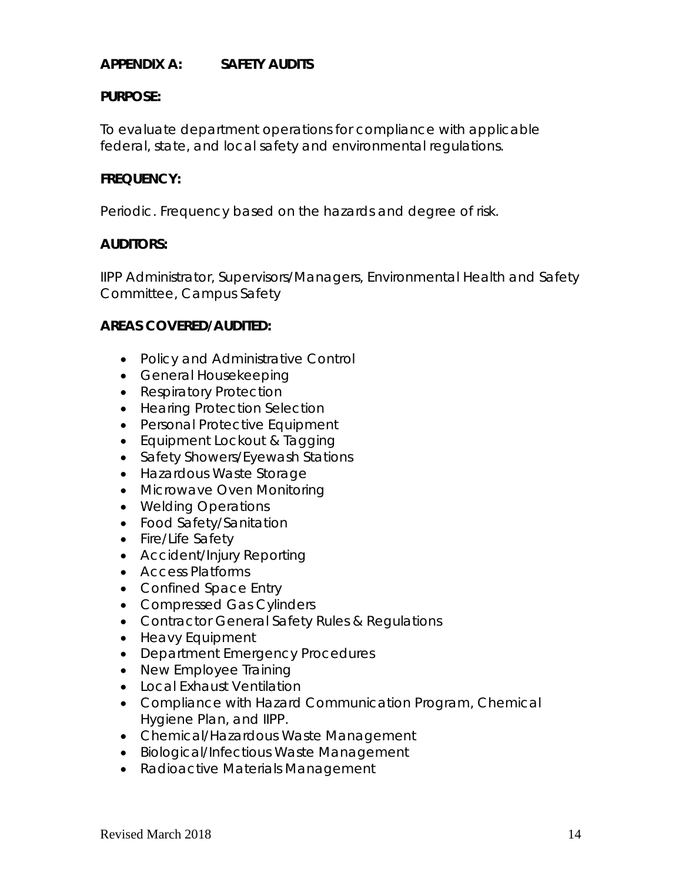## APPENDIX A: SAFETY AUDITS

**PURPOSE:**

To evaluate department operations for compliance with applicable federal, state, and local safety and environmental regulations.

**FREQUENCY:**

Periodic. Frequency based on the hazards and degree of risk.

**AUDITORS:**

IIPP Administrator, Supervisors/Managers, Environmental Health and Safety Committee, Campus Safety

**AREAS COVERED/AUDITED:**

- Policy and Administrative Control
- General Housekeeping
- Respiratory Protection
- Hearing Protection Selection
- Personal Protective Equipment
- Equipment Lockout & Tagging
- Safety Showers/Eyewash Stations
- Hazardous Waste Storage
- Microwave Oven Monitoring
- Welding Operations
- Food Safety/Sanitation
- Fire/Life Safety
- Accident/Injury Reporting
- Access Platforms
- Confined Space Entry
- Compressed Gas Cylinders
- Contractor General Safety Rules & Regulations
- Heavy Equipment
- Department Emergency Procedures
- New Employee Training
- Local Exhaust Ventilation
- Compliance with Hazard Communication Program, Chemical Hygiene Plan, and IIPP.
- Chemical/Hazardous Waste Management
- Biological/Infectious Waste Management
- Radioactive Materials Management

Revised March 2018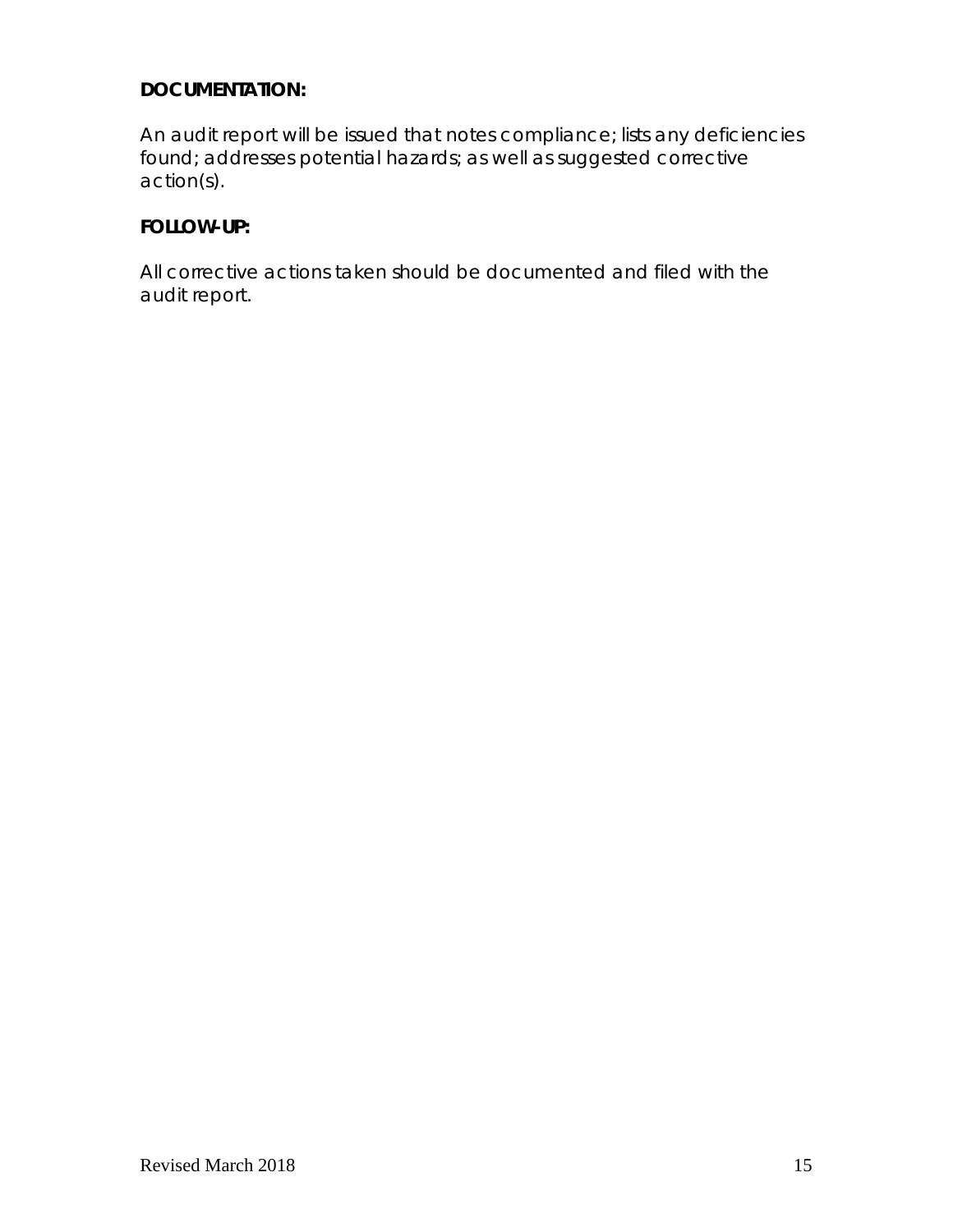**DOCUMENTATION:**

An audit report will be issued that notes compliance; lists any deficiencies found; addresses potential hazards; as well as suggested corrective action(s).

**FOLLOW-UP:**

All corrective actions taken should be documented and filed with the audit report.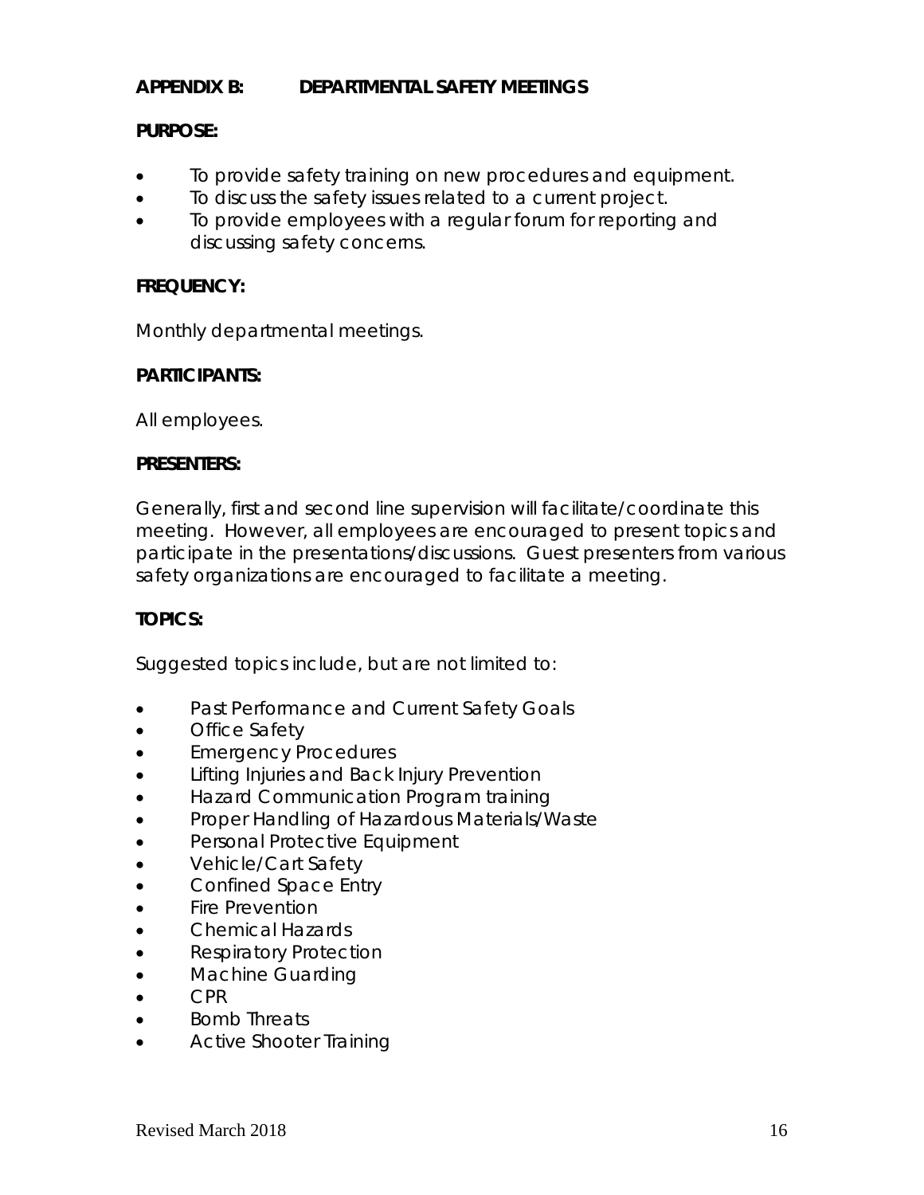## APPENDIX B: DEPARTMENTAL SAFETY MEETINGS

**PURPOSE:**

- To provide safety training on new procedures and equipment.
- To discuss the safety issues related to a current project.
- To provide employees with a regular forum for reporting and discussing safety concerns.

**FREQUENCY:**

Monthly departmental meetings.

**PARTICIPANTS:**

All employees.

**PRESENTERS:**

Generally, first and second line supervision will facilitate/coordinate this meeting. However, all employees are encouraged to present topics and participate in the presentations/discussions. Guest presenters from various safety organizations are encouraged to facilitate a meeting.

**TOPICS:**

Suggested topics include, but are not limited to:

- Past Performance and Current Safety Goals
- Office Safety
- Emergency Procedures
- Lifting Injuries and Back Injury Prevention
- Hazard Communication Program training
- Proper Handling of Hazardous Materials/Waste
- Personal Protective Equipment
- Vehicle/Cart Safety
- Confined Space Entry
- Fire Prevention
- Chemical Hazards
- Respiratory Protection
- Machine Guarding
- CPR
- Bomb Threats
- Active Shooter Training

Revised March 2018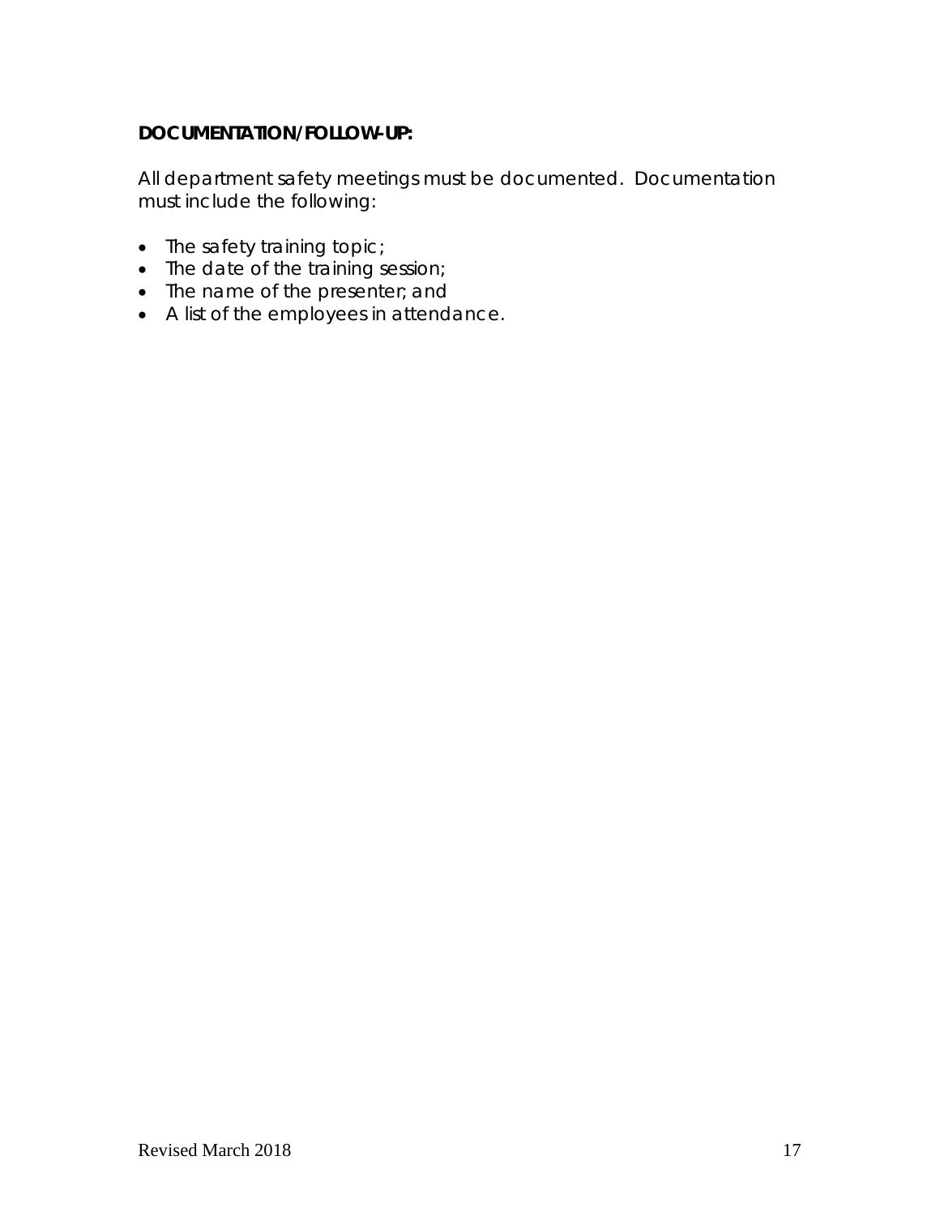**DOCUMENTATION/FOLLOW-UP:**

All department safety meetings must be documented. Documentation must include the following:

- The safety training topic;
- The date of the training session;
- The name of the presenter; and
- A list of the employees in attendance.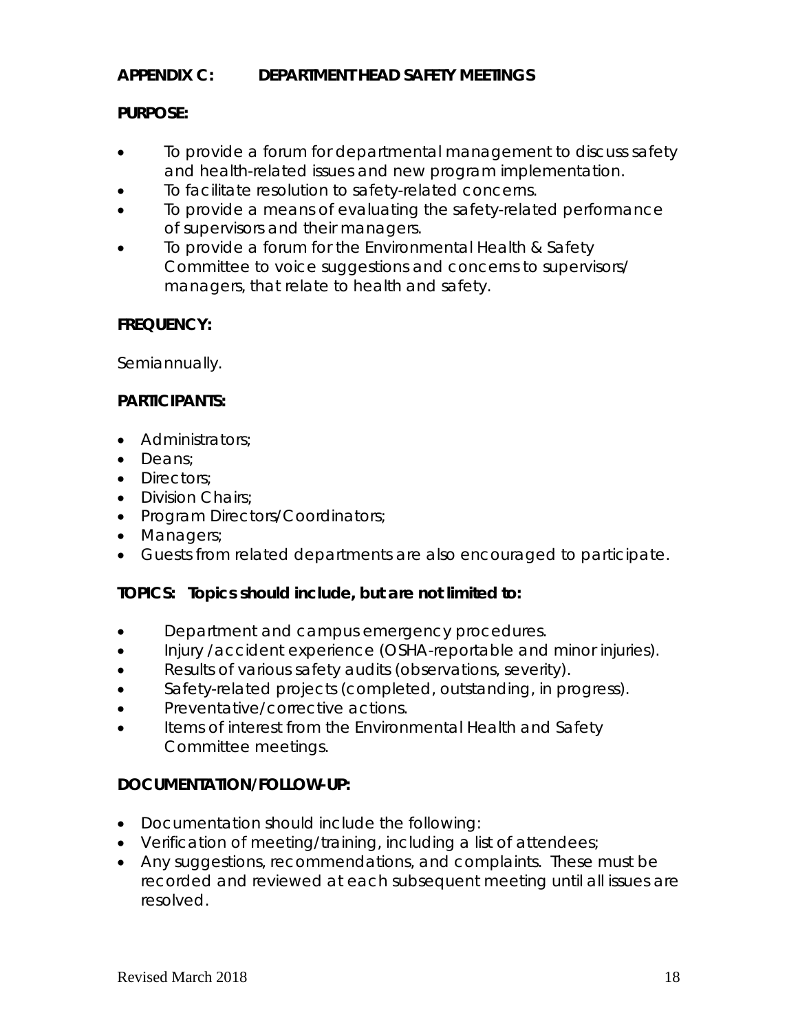## APPENDIX C: DEPARTMENT HEAD SAFETY MEETINGS

**PURPOSE:**

- To provide a forum for departmental management to discuss safety and health-related issues and new program implementation.
- To facilitate resolution to safety-related concerns.
- To provide a means of evaluating the safety-related performance of supervisors and their managers.
- To provide a forum for the Environmental Health & Safety Committee to voice suggestions and concerns to supervisors/ managers, that relate to health and safety.

**FREQUENCY:**

Semiannually.

**PARTICIPANTS:**

- Administrators;
- Deans;
- Directors;
- Division Chairs;
- Program Directors/Coordinators;
- Managers;
- Guests from related departments are also encouraged to participate.

**TOPICS: Topics should include, but are not limited to:**

- Department and campus emergency procedures.
- Injury /accident experience (OSHA-reportable and minor injuries).
- Results of various safety audits (observations, severity).
- Safety-related projects (completed, outstanding, in progress).
- Preventative/corrective actions.
- Items of interest from the Environmental Health and Safety Committee meetings.

**DOCUMENTATION/FOLLOW-UP:**

- Documentation should include the following:
- Verification of meeting/training, including a list of attendees;
- Any suggestions, recommendations, and complaints. These must be recorded and reviewed at each subsequent meeting until all issues are resolved.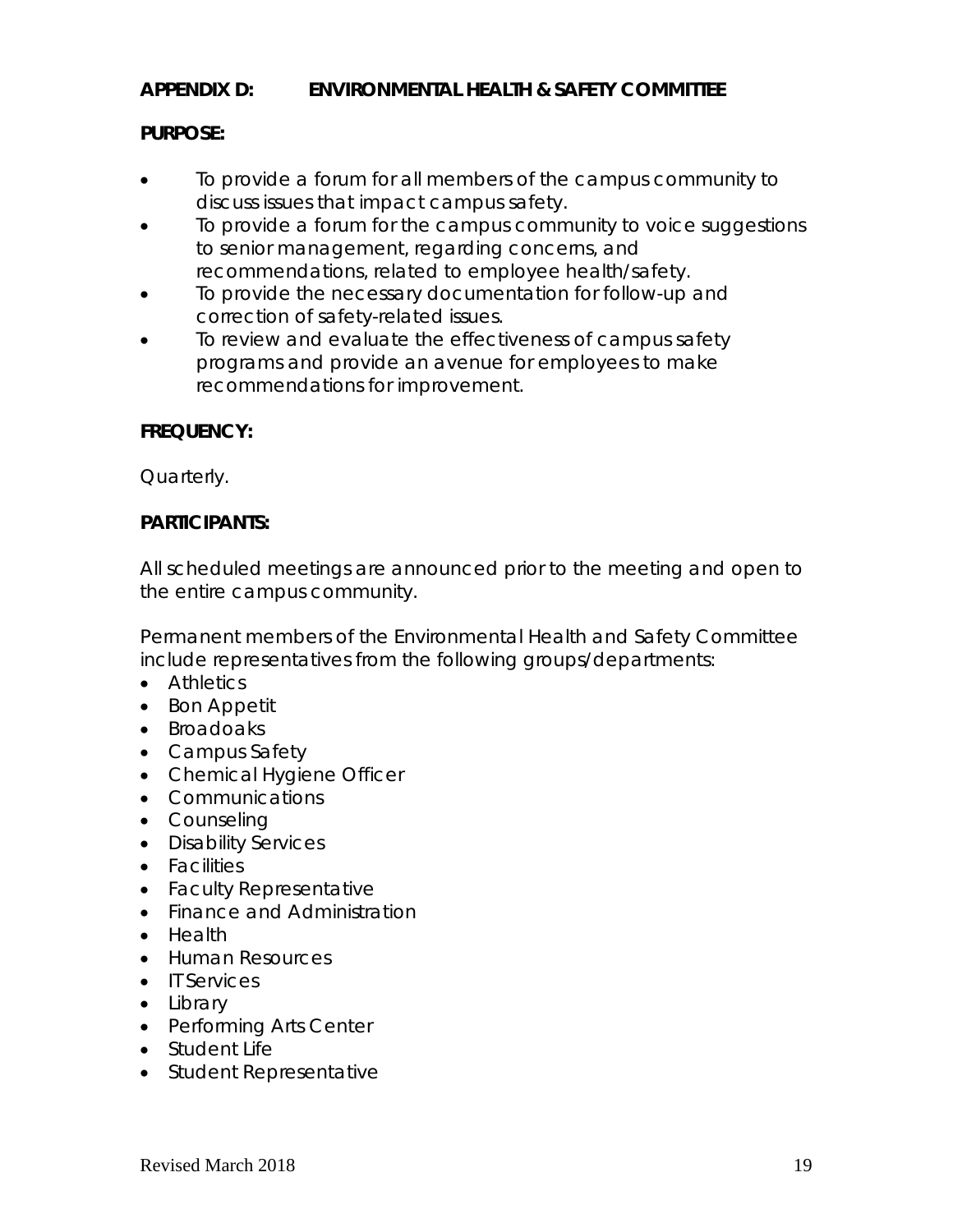## APPENDIX D: ENVIRONMENTAL HEALTH & SAFETY COMMITTEE

**PURPOSE:**

- To provide a forum for all members of the campus community to discuss issues that impact campus safety.
- To provide a forum for the campus community to voice suggestions to senior management, regarding concerns, and recommendations, related to employee health/safety.
- To provide the necessary documentation for follow-up and correction of safety-related issues.
- To review and evaluate the effectiveness of campus safety programs and provide an avenue for employees to make recommendations for improvement.

**FREQUENCY:**

Quarterly.

**PARTICIPANTS:**

All scheduled meetings are announced prior to the meeting and open to the entire campus community.

Permanent members of the Environmental Health and Safety Committee include representatives from the following groups/departments:

- Athletics
- Bon Appetit
- Broadoaks
- Campus Safety
- Chemical Hygiene Officer
- Communications
- Counseling
- Disability Services
- Facilities
- Faculty Representative
- Finance and Administration
- Health
- Human Resources
- IT Services
- Library
- Performing Arts Center
- Student Life
- Student Representative

Revised March 2018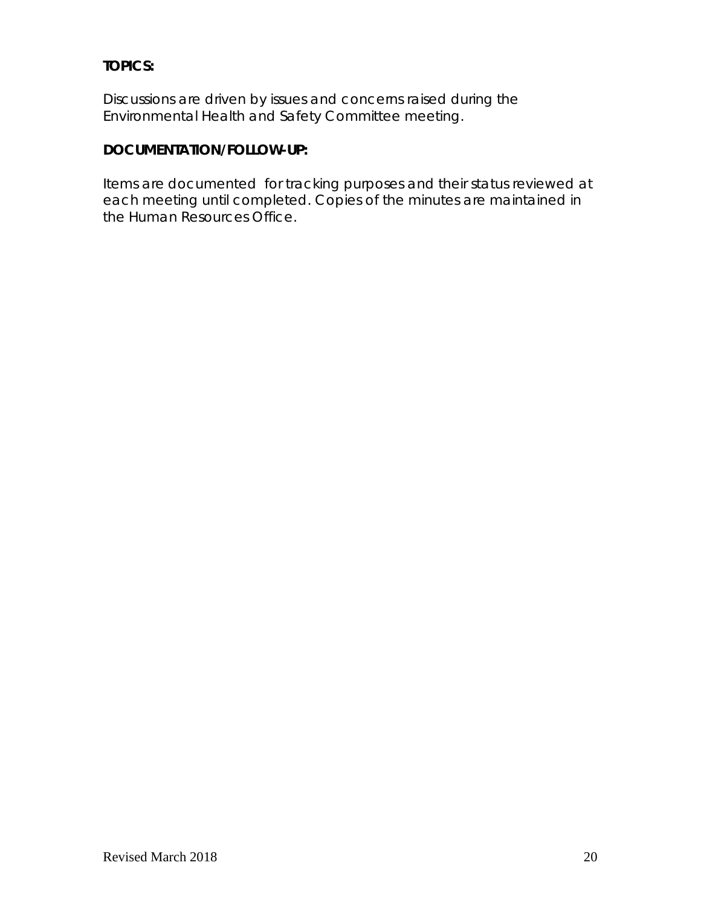**TOPICS:**

Discussions are driven by issues and concerns raised during the Environmental Health and Safety Committee meeting.

**DOCUMENTATION/FOLLOW-UP:**

Items are documented for tracking purposes and their status reviewed at each meeting until completed. Copies of the minutes are maintained in the Human Resources Office.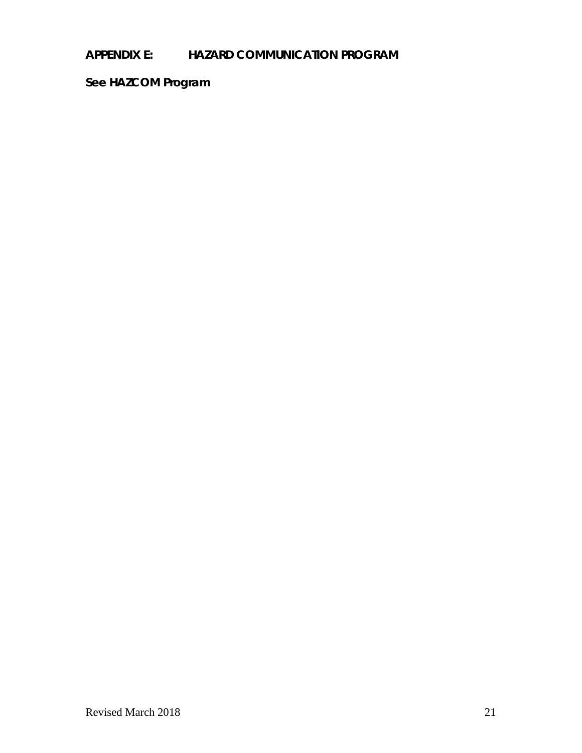## APPENDIX E: HAZARD COMMUNICATION PROGRAM

**See HAZCOM Program**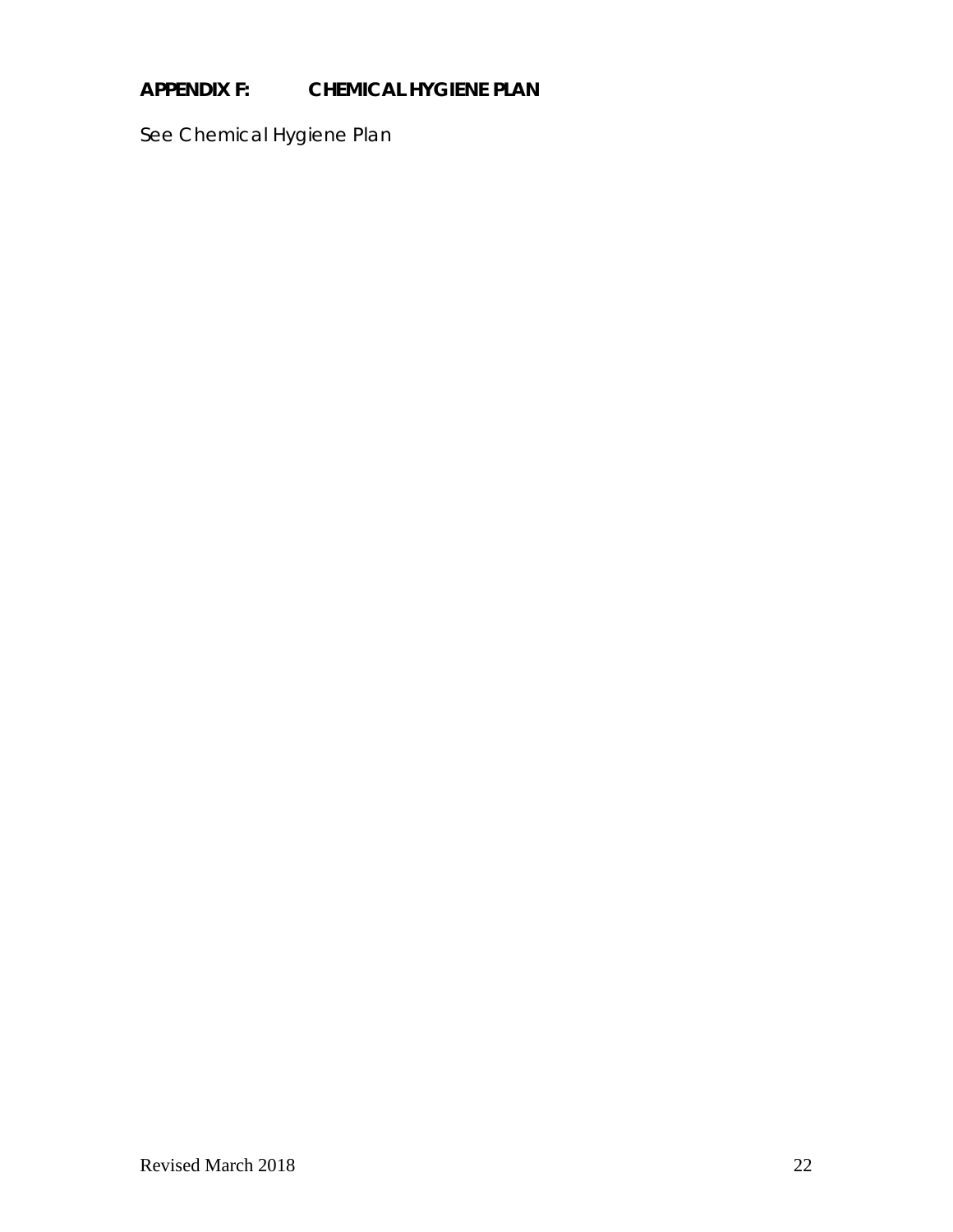## APPENDIX F: CHEMICAL HYGIENE PLAN

See Chemical Hygiene Plan